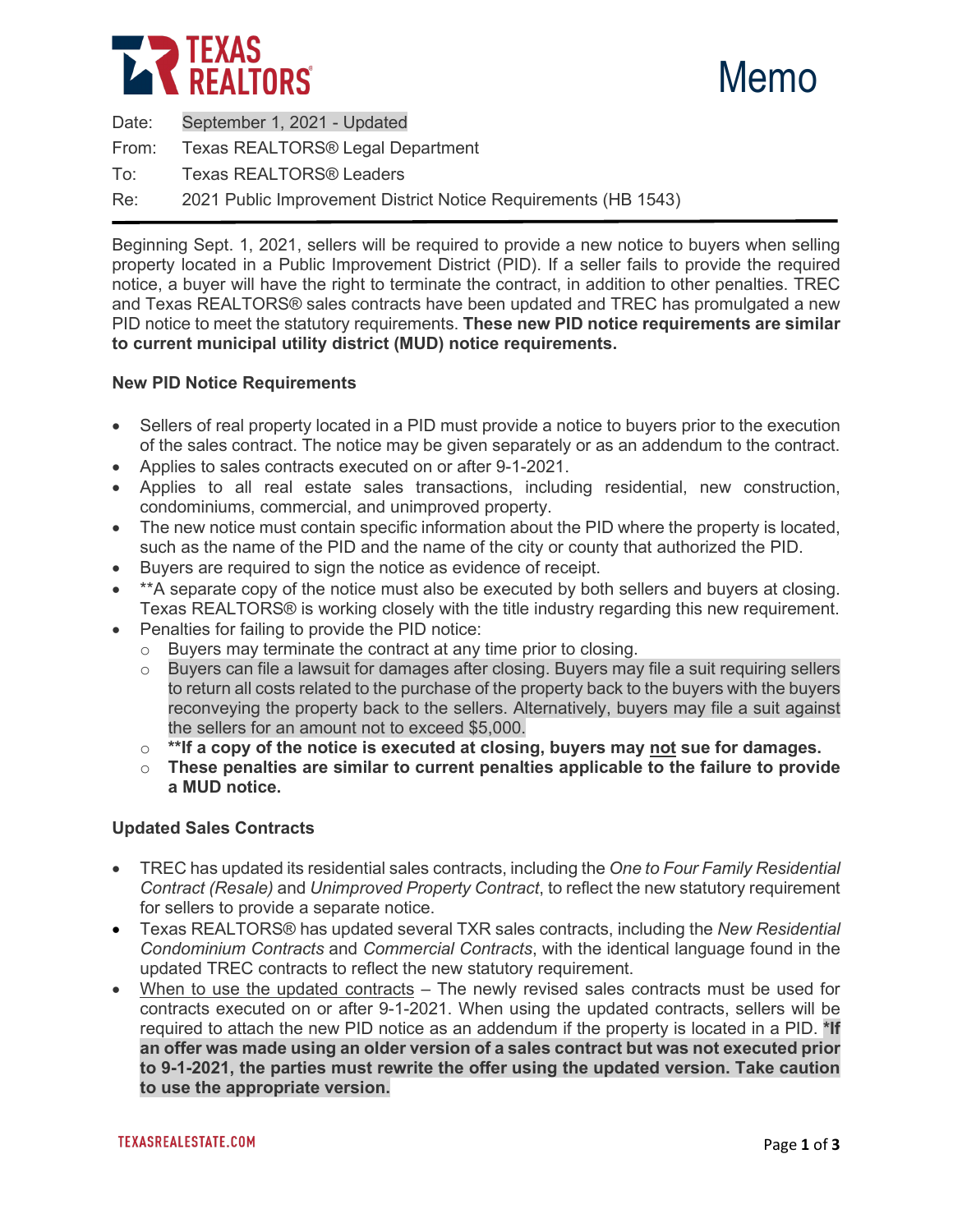# Memo

Date: September 1, 2021 - Updated

From: Texas REALTORS® Legal Department

To: Texas REALTORS® Leaders

Re: 2021 Public Improvement District Notice Requirements (HB 1543)

---

Beginning Sept. 1, 2021, sellers will be required to provide a new notice to buyers when selling property located in a Public Improvement District (PID). If a seller fails to provide the required notice, a buyer will have the right to terminate the contract, in addition to other penalties. TREC and Texas REALTORS® sales contracts have been updated and TREC has promulgated a new PID notice to meet the statutory requirements. **These new PID notice requirements are similar to current municipal utility district (MUD) notice requirements.**

**New PID Notice Requirements**

- Sellers of real property located in a PID must provide a notice to buyers prior to the execution of the sales contract. The notice may be given separately or as an addendum to the contract.
- Applies to sales contracts executed on or after 9-1-2021.
- Applies to all real estate sales transactions, including residential, new construction, condominiums, commercial, and unimproved property.
- The new notice must contain specific information about the PID where the property is located, such as the name of the PID and the name of the city or county that authorized the PID.
- Buyers are required to sign the notice as evidence of receipt.
- **A separate copy of the notice must also be executed by both sellers and buyers at closing. Texas REALTORS® is working closely with the title industry regarding this new requirement.
- Penalties for failing to provide the PID notice:
  - Buyers may terminate the contract at any time prior to closing.
  - Buyers can file a lawsuit for damages after closing. Buyers may file a suit requiring sellers to return all costs related to the purchase of the property back to the buyers with the buyers reconveying the property back to the sellers. Alternatively, buyers may file a suit against the sellers for an amount not to exceed $5,000.
  - **\*\*If a copy of the notice is executed at closing, buyers may <u>not</u> sue for damages.**
  - **These penalties are similar to current penalties applicable to the failure to provide a MUD notice.**

**Updated Sales Contracts**

- TREC has updated its residential sales contracts, including the *One to Four Family Residential Contract (Resale)* and *Unimproved Property Contract*, to reflect the new statutory requirement for sellers to provide a separate notice.
- Texas REALTORS® has updated several TXR sales contracts, including the *New Residential Condominium Contracts* and *Commercial Contracts*, with the identical language found in the updated TREC contracts to reflect the new statutory requirement.
- <u>When to use the updated contracts</u> – The newly revised sales contracts must be used for contracts executed on or after 9-1-2021. When using the updated contracts, sellers will be required to attach the new PID notice as an addendum if the property is located in a PID. **\*If an offer was made using an older version of a sales contract but was not executed prior to 9-1-2021, the parties must rewrite the offer using the updated version. Take caution to use the appropriate version.**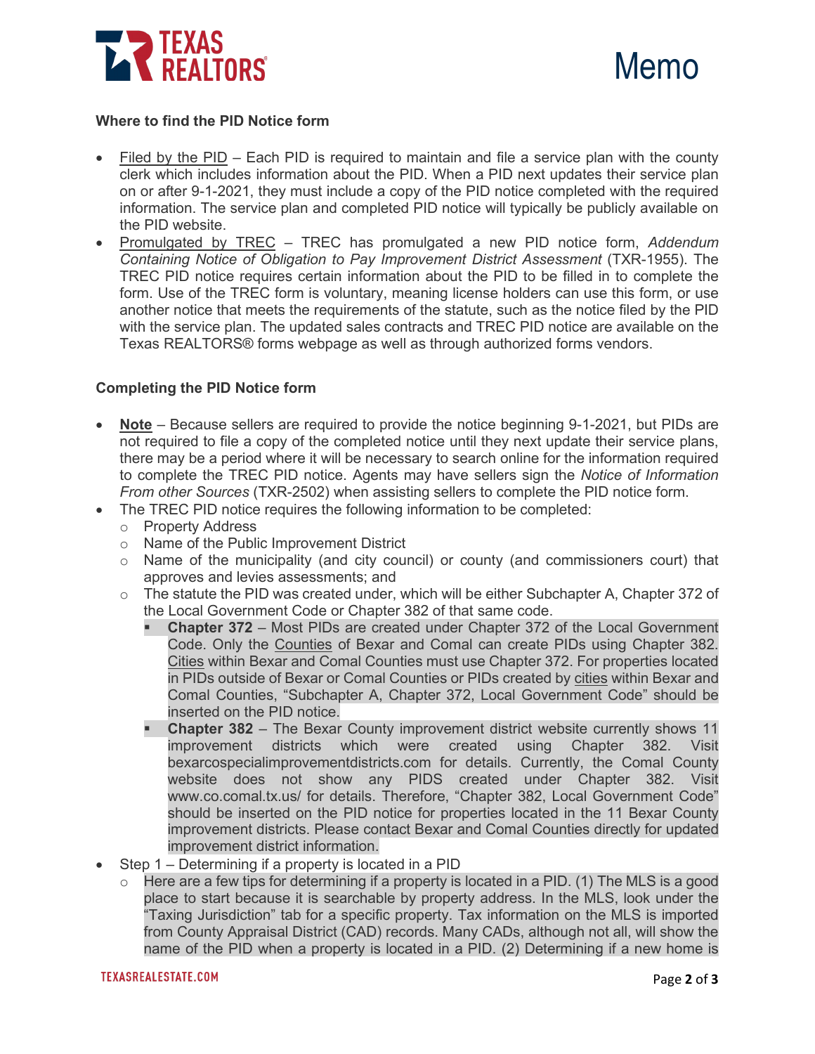**Where to find the PID Notice form**

- Filed by the PID – Each PID is required to maintain and file a service plan with the county clerk which includes information about the PID. When a PID next updates their service plan on or after 9-1-2021, they must include a copy of the PID notice completed with the required information. The service plan and completed PID notice will typically be publicly available on the PID website.
- Promulgated by TREC – TREC has promulgated a new PID notice form, *Addendum Containing Notice of Obligation to Pay Improvement District Assessment* (TXR-1955). The TREC PID notice requires certain information about the PID to be filled in to complete the form. Use of the TREC form is voluntary, meaning license holders can use this form, or use another notice that meets the requirements of the statute, such as the notice filed by the PID with the service plan. The updated sales contracts and TREC PID notice are available on the Texas REALTORS® forms webpage as well as through authorized forms vendors.

**Completing the PID Notice form**

- **Note** – Because sellers are required to provide the notice beginning 9-1-2021, but PIDs are not required to file a copy of the completed notice until they next update their service plans, there may be a period where it will be necessary to search online for the information required to complete the TREC PID notice. Agents may have sellers sign the *Notice of Information From other Sources* (TXR-2502) when assisting sellers to complete the PID notice form.
- The TREC PID notice requires the following information to be completed:
  - Property Address
  - Name of the Public Improvement District
  - Name of the municipality (and city council) or county (and commissioners court) that approves and levies assessments; and
  - The statute the PID was created under, which will be either Subchapter A, Chapter 372 of the Local Government Code or Chapter 382 of that same code.
    - **Chapter 372** – Most PIDs are created under Chapter 372 of the Local Government Code. Only the Counties of Bexar and Comal can create PIDs using Chapter 382. Cities within Bexar and Comal Counties must use Chapter 372. For properties located in PIDs outside of Bexar or Comal Counties or PIDs created by cities within Bexar and Comal Counties, "Subchapter A, Chapter 372, Local Government Code" should be inserted on the PID notice.
    - **Chapter 382** – The Bexar County improvement district website currently shows 11 improvement districts which were created using Chapter 382. Visit bexarcospecialimprovementdistricts.com for details. Currently, the Comal County website does not show any PIDS created under Chapter 382. Visit www.co.comal.tx.us/ for details. Therefore, "Chapter 382, Local Government Code" should be inserted on the PID notice for properties located in the 11 Bexar County improvement districts. Please contact Bexar and Comal Counties directly for updated improvement district information.
- Step 1 – Determining if a property is located in a PID
  - Here are a few tips for determining if a property is located in a PID. (1) The MLS is a good place to start because it is searchable by property address. In the MLS, look under the "Taxing Jurisdiction" tab for a specific property. Tax information on the MLS is imported from County Appraisal District (CAD) records. Many CADs, although not all, will show the name of the PID when a property is located in a PID. (2) Determining if a new home is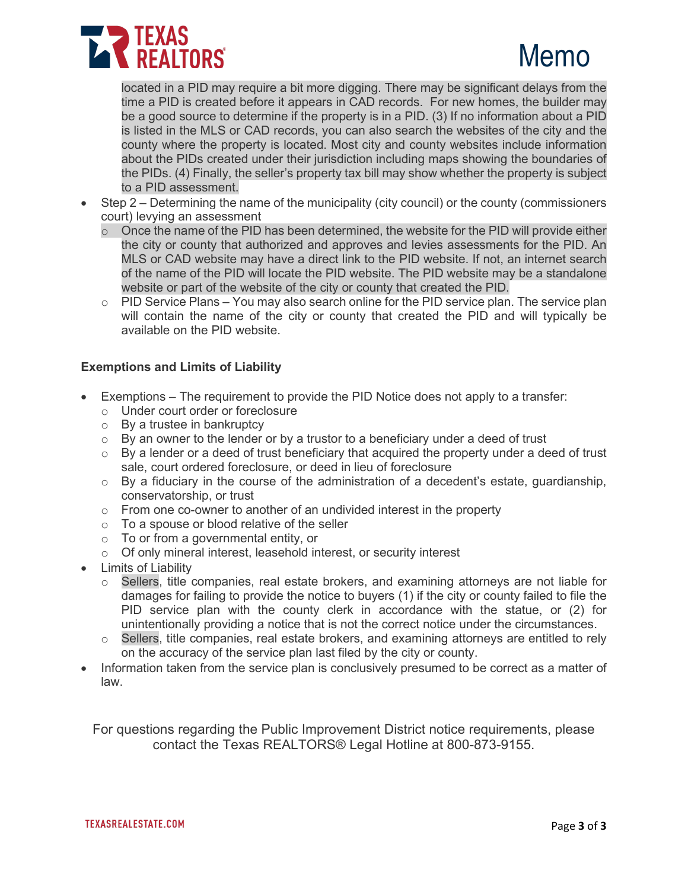located in a PID may require a bit more digging. There may be significant delays from the time a PID is created before it appears in CAD records. For new homes, the builder may be a good source to determine if the property is in a PID. (3) If no information about a PID is listed in the MLS or CAD records, you can also search the websites of the city and the county where the property is located. Most city and county websites include information about the PIDs created under their jurisdiction including maps showing the boundaries of the PIDs. (4) Finally, the seller's property tax bill may show whether the property is subject to a PID assessment.

- Step 2 – Determining the name of the municipality (city council) or the county (commissioners court) levying an assessment
  - Once the name of the PID has been determined, the website for the PID will provide either the city or county that authorized and approves and levies assessments for the PID. An MLS or CAD website may have a direct link to the PID website. If not, an internet search of the name of the PID will locate the PID website. The PID website may be a standalone website or part of the website of the city or county that created the PID.
  - PID Service Plans – You may also search online for the PID service plan. The service plan will contain the name of the city or county that created the PID and will typically be available on the PID website.

**Exemptions and Limits of Liability**

- Exemptions – The requirement to provide the PID Notice does not apply to a transfer:
  - Under court order or foreclosure
  - By a trustee in bankruptcy
  - By an owner to the lender or by a trustor to a beneficiary under a deed of trust
  - By a lender or a deed of trust beneficiary that acquired the property under a deed of trust sale, court ordered foreclosure, or deed in lieu of foreclosure
  - By a fiduciary in the course of the administration of a decedent's estate, guardianship, conservatorship, or trust
  - From one co-owner to another of an undivided interest in the property
  - To a spouse or blood relative of the seller
  - To or from a governmental entity, or
  - Of only mineral interest, leasehold interest, or security interest
- Limits of Liability
  - Sellers, title companies, real estate brokers, and examining attorneys are not liable for damages for failing to provide the notice to buyers (1) if the city or county failed to file the PID service plan with the county clerk in accordance with the statue, or (2) for unintentionally providing a notice that is not the correct notice under the circumstances.
  - Sellers, title companies, real estate brokers, and examining attorneys are entitled to rely on the accuracy of the service plan last filed by the city or county.
- Information taken from the service plan is conclusively presumed to be correct as a matter of law.

For questions regarding the Public Improvement District notice requirements, please contact the Texas REALTORS® Legal Hotline at 800-873-9155.